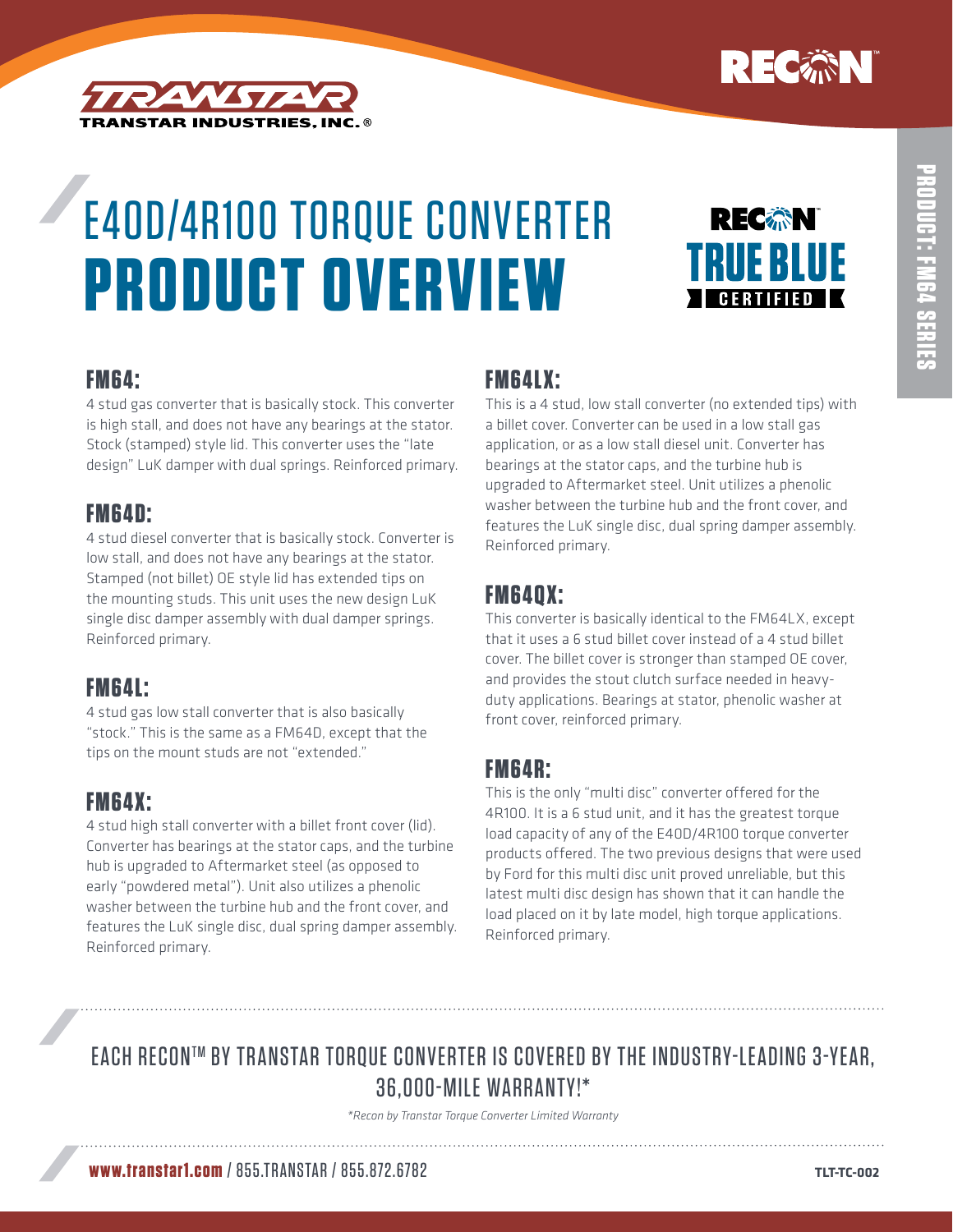# E4OD/4R100 TORQUE CONVERTER PRODUCT OVERVIEW

RECON TRUE BLUE CERTIFIED

## FM64:

4 stud gas converter that is basically stock. This converter is high stall, and does not have any bearings at the stator. Stock (stamped) style lid. This converter uses the "late design" LuK damper with dual springs. Reinforced primary.

## FM64D:

4 stud diesel converter that is basically stock. Converter is low stall, and does not have any bearings at the stator. Stamped (not billet) OE style lid has extended tips on the mounting studs. This unit uses the new design LuK single disc damper assembly with dual damper springs. Reinforced primary.

## FM64L:

4 stud gas low stall converter that is also basically "stock." This is the same as a FM64D, except that the tips on the mount studs are not "extended."

## FM64X:

4 stud high stall converter with a billet front cover (lid). Converter has bearings at the stator caps, and the turbine hub is upgraded to Aftermarket steel (as opposed to early "powdered metal"). Unit also utilizes a phenolic washer between the turbine hub and the front cover, and features the LuK single disc, dual spring damper assembly. Reinforced primary.

## FM64LX:

This is a 4 stud, low stall converter (no extended tips) with a billet cover. Converter can be used in a low stall gas application, or as a low stall diesel unit. Converter has bearings at the stator caps, and the turbine hub is upgraded to Aftermarket steel. Unit utilizes a phenolic washer between the turbine hub and the front cover, and features the LuK single disc, dual spring damper assembly. Reinforced primary.

## FM64QX:

This converter is basically identical to the FM64LX, except that it uses a 6 stud billet cover instead of a 4 stud billet cover. The billet cover is stronger than stamped OE cover, and provides the stout clutch surface needed in heavy-duty applications. Bearings at stator, phenolic washer at front cover, reinforced primary.

## FM64R:

This is the only "multi disc" converter offered for the 4R100. It is a 6 stud unit, and it has the greatest torque load capacity of any of the E4OD/4R100 torque converter products offered. The two previous designs that were used by Ford for this multi disc unit proved unreliable, but this latest multi disc design has shown that it can handle the load placed on it by late model, high torque applications. Reinforced primary.

EACH RECON™ BY TRANSTAR TORQUE CONVERTER IS COVERED BY THE INDUSTRY-LEADING 3-YEAR, 36,000-MILE WARRANTY!*

*\*Recon by Transtar Torque Converter Limited Warranty*

**www.transtar1.com** / 855.TRANSTAR / 855.872.6782

TLT-TC-002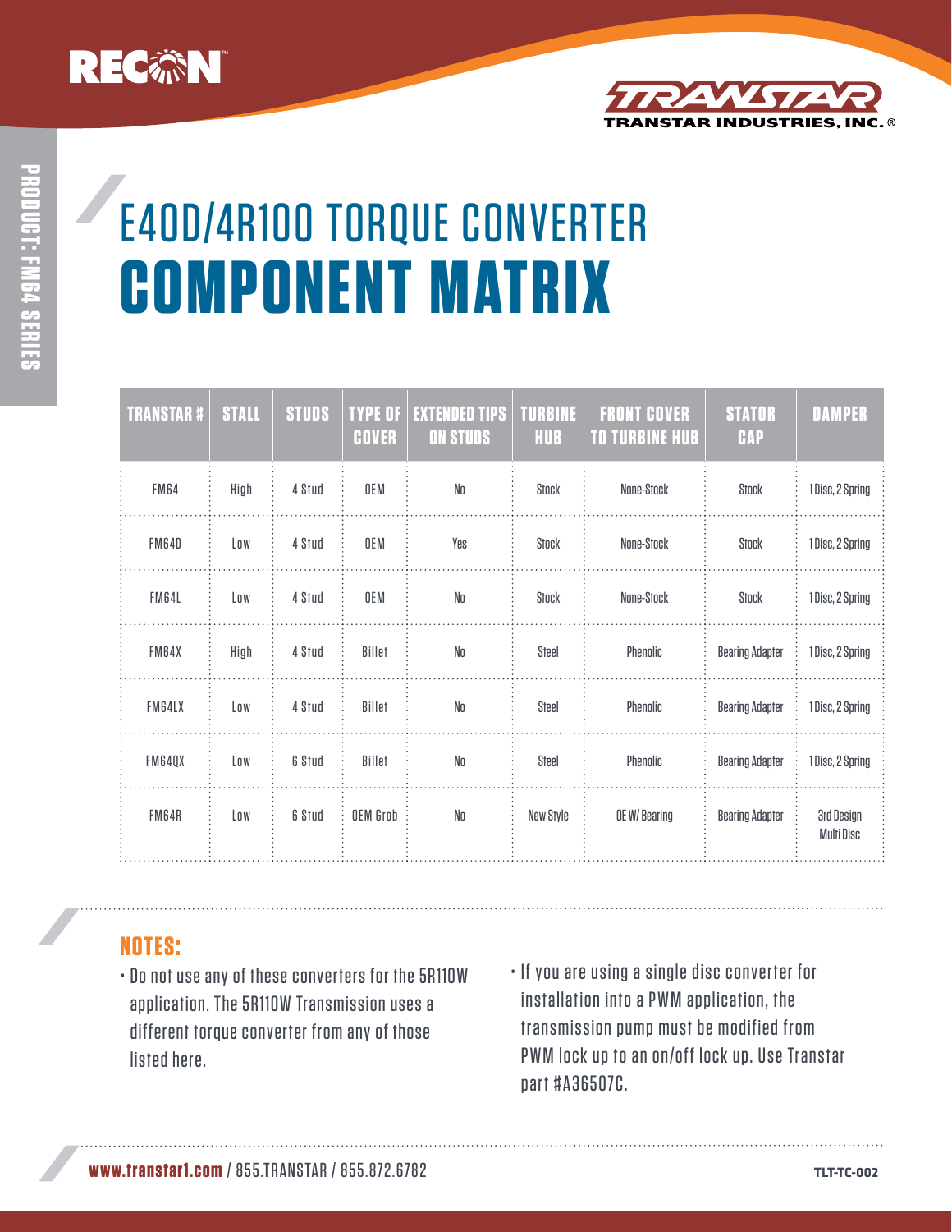PRODUCT: FM64 SERIES

# E40D/4R100 TORQUE CONVERTER
# COMPONENT MATRIX

| TRANSTAR # | STALL | STUDS | TYPE OF COVER | EXTENDED TIPS ON STUDS | TURBINE HUB | FRONT COVER TO TURBINE HUB | STATOR CAP | DAMPER |
|---|---|---|---|---|---|---|---|---|
| FM64 | High | 4 Stud | OEM | No | Stock | None-Stock | Stock | 1 Disc, 2 Spring |
| FM64D | Low | 4 Stud | OEM | Yes | Stock | None-Stock | Stock | 1 Disc, 2 Spring |
| FM64L | Low | 4 Stud | OEM | No | Stock | None-Stock | Stock | 1 Disc, 2 Spring |
| FM64X | High | 4 Stud | Billet | No | Steel | Phenolic | Bearing Adapter | 1 Disc, 2 Spring |
| FM64LX | Low | 4 Stud | Billet | No | Steel | Phenolic | Bearing Adapter | 1 Disc, 2 Spring |
| FM64QX | Low | 6 Stud | Billet | No | Steel | Phenolic | Bearing Adapter | 1 Disc, 2 Spring |
| FM64R | Low | 6 Stud | OEM Grob | No | New Style | OE W/ Bearing | Bearing Adapter | 3rd Design Multi Disc |

## NOTES:

- Do not use any of these converters for the 5R110W application. The 5R110W Transmission uses a different torque converter from any of those listed here.
- If you are using a single disc converter for installation into a PWM application, the transmission pump must be modified from PWM lock up to an on/off lock up. Use Transtar part #A36507C.

www.transtar1.com / 855.TRANSTAR / 855.872.6782

TLT-TC-002